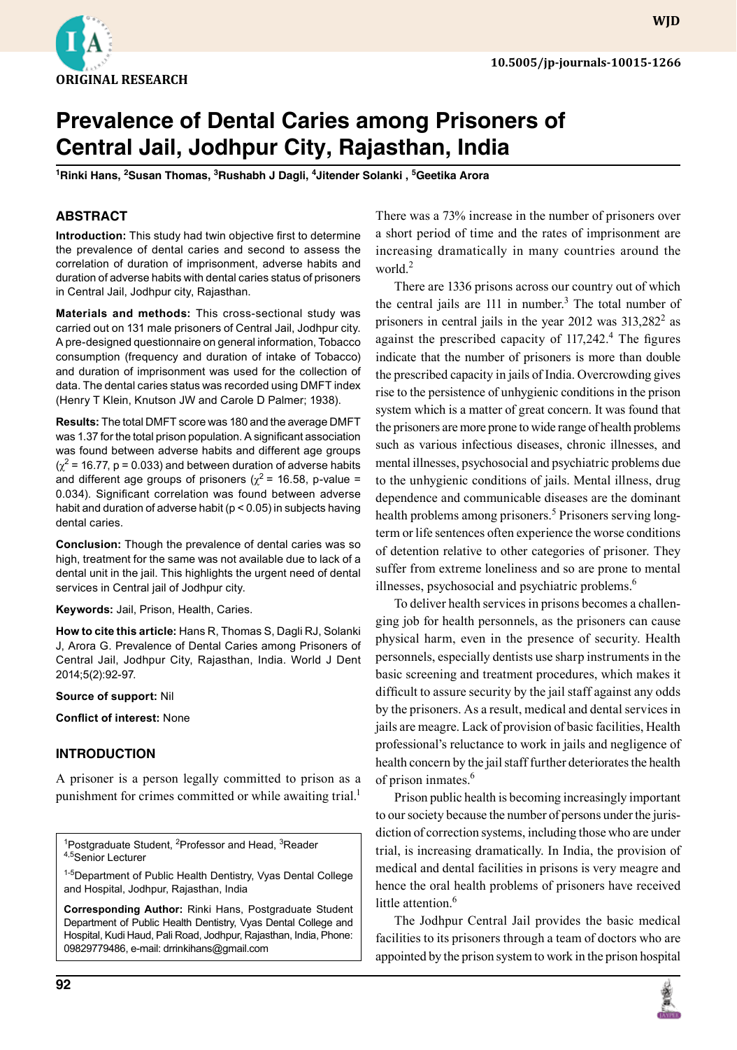ORIGINAL RESEARCH

10.5005/jp-journals-10015-1266

# Prevalence of Dental Caries among Prisoners of Central Jail, Jodhpur City, Rajasthan, India

[1]Rinki Hans, [2]Susan Thomas, [3]Rushabh J Dagli, [4]Jitender Solanki , [5]Geetika Arora

## ABSTRACT

**Introduction:** This study had twin objective first to determine the prevalence of dental caries and second to assess the correlation of duration of imprisonment, adverse habits and duration of adverse habits with dental caries status of prisoners in Central Jail, Jodhpur city, Rajasthan.

**Materials and methods:** This cross-sectional study was carried out on 131 male prisoners of Central Jail, Jodhpur city. A pre-designed questionnaire on general information, Tobacco consumption (frequency and duration of intake of Tobacco) and duration of imprisonment was used for the collection of data. The dental caries status was recorded using DMFT index (Henry T Klein, Knutson JW and Carole D Palmer; 1938).

**Results:** The total DMFT score was 180 and the average DMFT was 1.37 for the total prison population. A significant association was found between adverse habits and different age groups ($\chi^2$ = 16.77, p = 0.033) and between duration of adverse habits and different age groups of prisoners ($\chi^2$ = 16.58, p-value = 0.034). Significant correlation was found between adverse habit and duration of adverse habit ($p < 0.05$) in subjects having dental caries.

**Conclusion:** Though the prevalence of dental caries was so high, treatment for the same was not available due to lack of a dental unit in the jail. This highlights the urgent need of dental services in Central jail of Jodhpur city.

**Keywords:** Jail, Prison, Health, Caries.

**How to cite this article:** Hans R, Thomas S, Dagli RJ, Solanki J, Arora G. Prevalence of Dental Caries among Prisoners of Central Jail, Jodhpur City, Rajasthan, India. World J Dent 2014;5(2):92-97.

**Source of support:** Nil

**Conflict of interest:** None

## INTRODUCTION

A prisoner is a person legally committed to prison as a punishment for crimes committed or while awaiting trial.[1] There was a 73% increase in the number of prisoners over a short period of time and the rates of imprisonment are increasing dramatically in many countries around the world.[2]

There are 1336 prisons across our country out of which the central jails are 111 in number.[3] The total number of prisoners in central jails in the year 2012 was 313,282[2] as against the prescribed capacity of 117,242.[4] The figures indicate that the number of prisoners is more than double the prescribed capacity in jails of India. Overcrowding gives rise to the persistence of unhygienic conditions in the prison system which is a matter of great concern. It was found that the prisoners are more prone to wide range of health problems such as various infectious diseases, chronic illnesses, and mental illnesses, psychosocial and psychiatric problems due to the unhygienic conditions of jails. Mental illness, drug dependence and communicable diseases are the dominant health problems among prisoners.[5] Prisoners serving long-term or life sentences often experience the worse conditions of detention relative to other categories of prisoner. They suffer from extreme loneliness and so are prone to mental illnesses, psychosocial and psychiatric problems.[6]

To deliver health services in prisons becomes a challenging job for health personnels, as the prisoners can cause physical harm, even in the presence of security. Health personnels, especially dentists use sharp instruments in the basic screening and treatment procedures, which makes it difficult to assure security by the jail staff against any odds by the prisoners. As a result, medical and dental services in jails are meagre. Lack of provision of basic facilities, Health professional's reluctance to work in jails and negligence of health concern by the jail staff further deteriorates the health of prison inmates.[6]

Prison public health is becoming increasingly important to our society because the number of persons under the jurisdiction of correction systems, including those who are under trial, is increasing dramatically. In India, the provision of medical and dental facilities in prisons is very meagre and hence the oral health problems of prisoners have received little attention.[6]

The Jodhpur Central Jail provides the basic medical facilities to its prisoners through a team of doctors who are appointed by the prison system to work in the prison hospital

---

[1]Postgraduate Student, [2]Professor and Head, [3]Reader
[4,5]Senior Lecturer

[1-5]Department of Public Health Dentistry, Vyas Dental College and Hospital, Jodhpur, Rajasthan, India

**Corresponding Author:** Rinki Hans, Postgraduate Student Department of Public Health Dentistry, Vyas Dental College and Hospital, Kudi Haud, Pali Road, Jodhpur, Rajasthan, India, Phone: 09829779486, e-mail: drrinkihans@gmail.com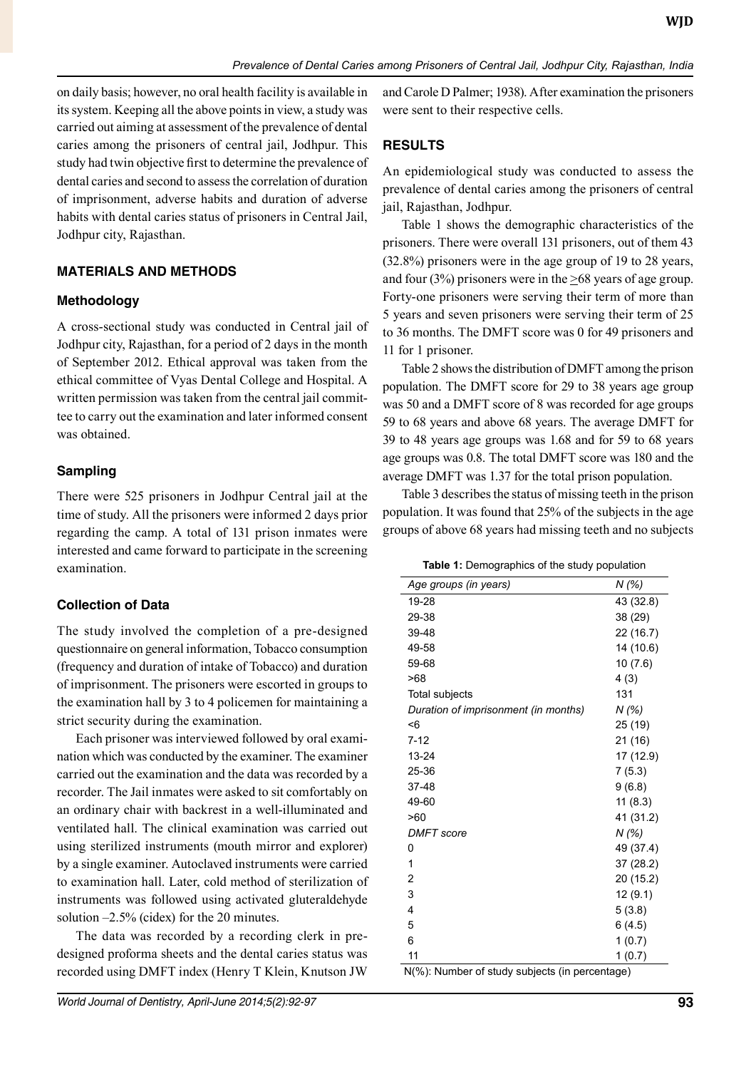on daily basis; however, no oral health facility is available in its system. Keeping all the above points in view, a study was carried out aiming at assessment of the prevalence of dental caries among the prisoners of central jail, Jodhpur. This study had twin objective first to determine the prevalence of dental caries and second to assess the correlation of duration of imprisonment, adverse habits and duration of adverse habits with dental caries status of prisoners in Central Jail, Jodhpur city, Rajasthan.

## MATERIALS AND METHODS

### Methodology

A cross-sectional study was conducted in Central jail of Jodhpur city, Rajasthan, for a period of 2 days in the month of September 2012. Ethical approval was taken from the ethical committee of Vyas Dental College and Hospital. A written permission was taken from the central jail committee to carry out the examination and later informed consent was obtained.

### Sampling

There were 525 prisoners in Jodhpur Central jail at the time of study. All the prisoners were informed 2 days prior regarding the camp. A total of 131 prison inmates were interested and came forward to participate in the screening examination.

### Collection of Data

The study involved the completion of a pre-designed questionnaire on general information, Tobacco consumption (frequency and duration of intake of Tobacco) and duration of imprisonment. The prisoners were escorted in groups to the examination hall by 3 to 4 policemen for maintaining a strict security during the examination.

Each prisoner was interviewed followed by oral examination which was conducted by the examiner. The examiner carried out the examination and the data was recorded by a recorder. The Jail inmates were asked to sit comfortably on an ordinary chair with backrest in a well-illuminated and ventilated hall. The clinical examination was carried out using sterilized instruments (mouth mirror and explorer) by a single examiner. Autoclaved instruments were carried to examination hall. Later, cold method of sterilization of instruments was followed using activated gluteraldehyde solution –2.5% (cidex) for the 20 minutes.

The data was recorded by a recording clerk in pre-designed proforma sheets and the dental caries status was recorded using DMFT index (Henry T Klein, Knutson JW and Carole D Palmer; 1938). After examination the prisoners were sent to their respective cells.

## RESULTS

An epidemiological study was conducted to assess the prevalence of dental caries among the prisoners of central jail, Rajasthan, Jodhpur.

Table 1 shows the demographic characteristics of the prisoners. There were overall 131 prisoners, out of them 43 (32.8%) prisoners were in the age group of 19 to 28 years, and four (3%) prisoners were in the ≥68 years of age group. Forty-one prisoners were serving their term of more than 5 years and seven prisoners were serving their term of 25 to 36 months. The DMFT score was 0 for 49 prisoners and 11 for 1 prisoner.

Table 2 shows the distribution of DMFT among the prison population. The DMFT score for 29 to 38 years age group was 50 and a DMFT score of 8 was recorded for age groups 59 to 68 years and above 68 years. The average DMFT for 39 to 48 years age groups was 1.68 and for 59 to 68 years age groups was 0.8. The total DMFT score was 180 and the average DMFT was 1.37 for the total prison population.

Table 3 describes the status of missing teeth in the prison population. It was found that 25% of the subjects in the age groups of above 68 years had missing teeth and no subjects

**Table 1:** Demographics of the study population

| *Age groups (in years)* | *N (%)* |
|---|---|
| 19-28 | 43 (32.8) |
| 29-38 | 38 (29) |
| 39-48 | 22 (16.7) |
| 49-58 | 14 (10.6) |
| 59-68 | 10 (7.6) |
| >68 | 4 (3) |
| Total subjects | 131 |
| *Duration of imprisonment (in months)* | *N (%)* |
| <6 | 25 (19) |
| 7-12 | 21 (16) |
| 13-24 | 17 (12.9) |
| 25-36 | 7 (5.3) |
| 37-48 | 9 (6.8) |
| 49-60 | 11 (8.3) |
| >60 | 41 (31.2) |
| *DMFT score* | *N (%)* |
| 0 | 49 (37.4) |
| 1 | 37 (28.2) |
| 2 | 20 (15.2) |
| 3 | 12 (9.1) |
| 4 | 5 (3.8) |
| 5 | 6 (4.5) |
| 6 | 1 (0.7) |
| 11 | 1 (0.7) |

N(%): Number of study subjects (in percentage)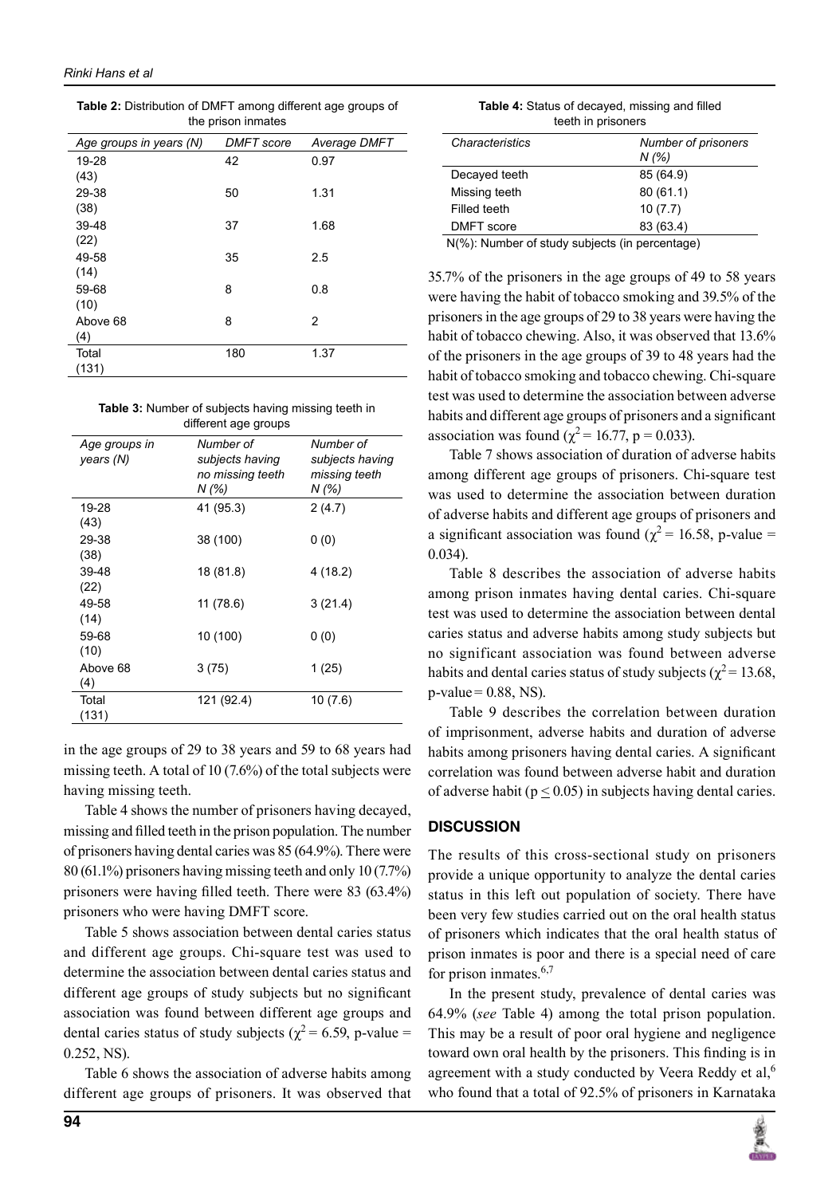**Table 2:** Distribution of DMFT among different age groups of the prison inmates

| Age groups in years (N) | DMFT score | Average DMFT |
|---|---|---|
| 19-28 (43) | 42 | 0.97 |
| 29-38 (38) | 50 | 1.31 |
| 39-48 (22) | 37 | 1.68 |
| 49-58 (14) | 35 | 2.5 |
| 59-68 (10) | 8 | 0.8 |
| Above 68 (4) | 8 | 2 |
| Total (131) | 180 | 1.37 |

**Table 3:** Number of subjects having missing teeth in different age groups

| Age groups in years (N) | Number of subjects having no missing teeth N (%) | Number of subjects having missing teeth N (%) |
|---|---|---|
| 19-28 (43) | 41 (95.3) | 2 (4.7) |
| 29-38 (38) | 38 (100) | 0 (0) |
| 39-48 (22) | 18 (81.8) | 4 (18.2) |
| 49-58 (14) | 11 (78.6) | 3 (21.4) |
| 59-68 (10) | 10 (100) | 0 (0) |
| Above 68 (4) | 3 (75) | 1 (25) |
| Total (131) | 121 (92.4) | 10 (7.6) |

in the age groups of 29 to 38 years and 59 to 68 years had missing teeth. A total of 10 (7.6%) of the total subjects were having missing teeth.

Table 4 shows the number of prisoners having decayed, missing and filled teeth in the prison population. The number of prisoners having dental caries was 85 (64.9%). There were 80 (61.1%) prisoners having missing teeth and only 10 (7.7%) prisoners were having filled teeth. There were 83 (63.4%) prisoners who were having DMFT score.

Table 5 shows association between dental caries status and different age groups. Chi-square test was used to determine the association between dental caries status and different age groups of study subjects but no significant association was found between different age groups and dental caries status of study subjects ($\chi^2 = 6.59$, p-value = 0.252, NS).

Table 6 shows the association of adverse habits among different age groups of prisoners. It was observed that 35.7% of the prisoners in the age groups of 49 to 58 years were having the habit of tobacco smoking and 39.5% of the prisoners in the age groups of 29 to 38 years were having the habit of tobacco chewing. Also, it was observed that 13.6% of the prisoners in the age groups of 39 to 48 years had the habit of tobacco smoking and tobacco chewing. Chi-square test was used to determine the association between adverse habits and different age groups of prisoners and a significant association was found ($\chi^2 = 16.77$, p = 0.033).

**Table 4:** Status of decayed, missing and filled teeth in prisoners

| Characteristics | Number of prisoners N (%) |
|---|---|
| Decayed teeth | 85 (64.9) |
| Missing teeth | 80 (61.1) |
| Filled teeth | 10 (7.7) |
| DMFT score | 83 (63.4) |

N(%): Number of study subjects (in percentage)

Table 7 shows association of duration of adverse habits among different age groups of prisoners. Chi-square test was used to determine the association between duration of adverse habits and different age groups of prisoners and a significant association was found ($\chi^2 = 16.58$, p-value = 0.034).

Table 8 describes the association of adverse habits among prison inmates having dental caries. Chi-square test was used to determine the association between dental caries status and adverse habits among study subjects but no significant association was found between adverse habits and dental caries status of study subjects ($\chi^2 = 13.68$, p-value = 0.88, NS).

Table 9 describes the correlation between duration of imprisonment, adverse habits and duration of adverse habits among prisoners having dental caries. A significant correlation was found between adverse habit and duration of adverse habit ($p \leq 0.05$) in subjects having dental caries.

## DISCUSSION

The results of this cross-sectional study on prisoners provide a unique opportunity to analyze the dental caries status in this left out population of society. There have been very few studies carried out on the oral health status of prisoners which indicates that the oral health status of prison inmates is poor and there is a special need of care for prison inmates.[6,7]

In the present study, prevalence of dental caries was 64.9% (*see* Table 4) among the total prison population. This may be a result of poor oral hygiene and negligence toward own oral health by the prisoners. This finding is in agreement with a study conducted by Veera Reddy et al,[6] who found that a total of 92.5% of prisoners in Karnataka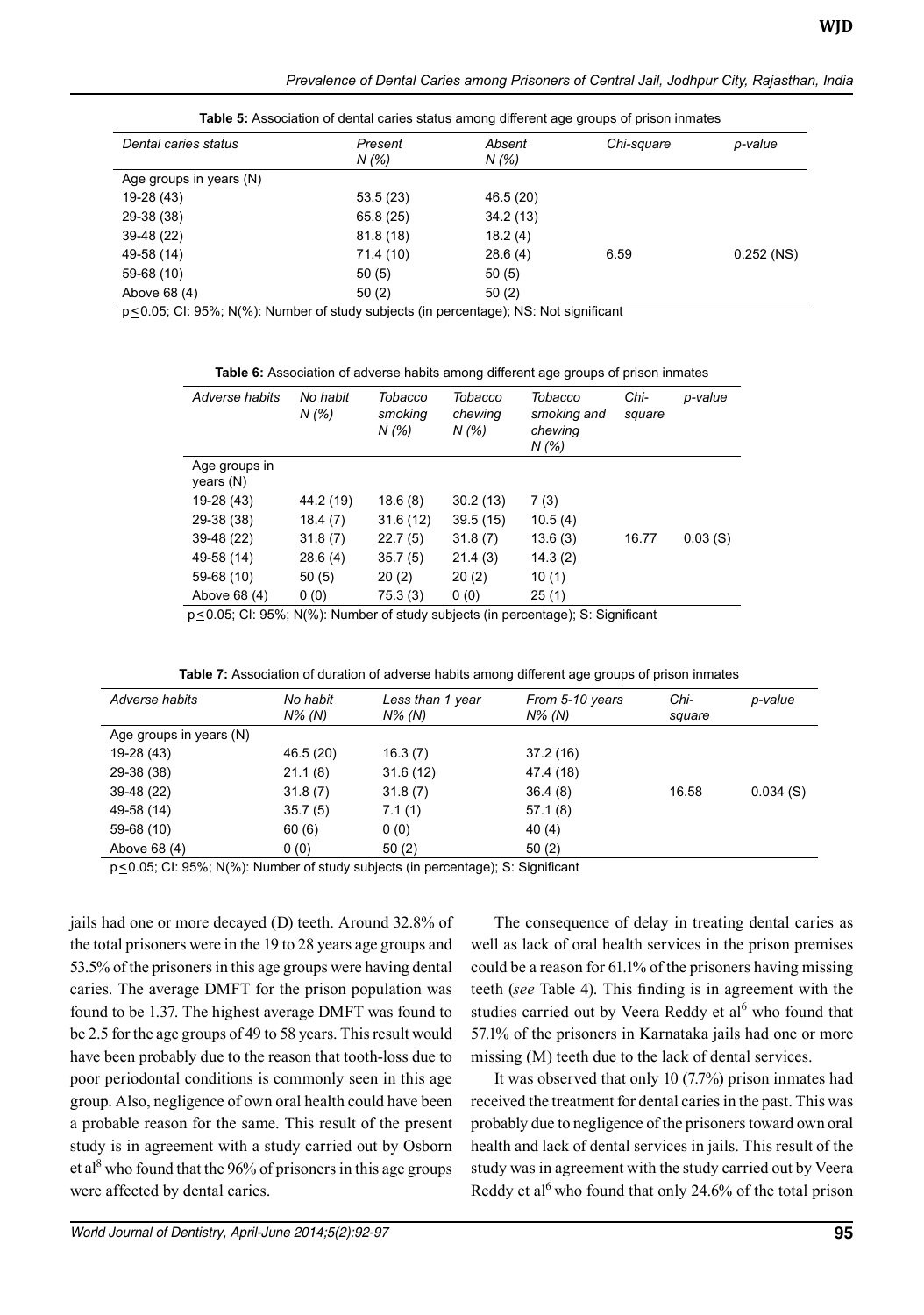**Table 5:** Association of dental caries status among different age groups of prison inmates

| Dental caries status | Present N (%) | Absent N (%) | Chi-square | p-value |
|---|---|---|---|---|
| Age groups in years (N) | | | | |
| 19-28 (43) | 53.5 (23) | 46.5 (20) | | |
| 29-38 (38) | 65.8 (25) | 34.2 (13) | | |
| 39-48 (22) | 81.8 (18) | 18.2 (4) | | |
| 49-58 (14) | 71.4 (10) | 28.6 (4) | 6.59 | 0.252 (NS) |
| 59-68 (10) | 50 (5) | 50 (5) | | |
| Above 68 (4) | 50 (2) | 50 (2) | | |

$p \leq 0.05$; CI: 95%; N(%): Number of study subjects (in percentage); NS: Not significant

**Table 6:** Association of adverse habits among different age groups of prison inmates

| Adverse habits | No habit N (%) | Tobacco smoking N (%) | Tobacco chewing N (%) | Tobacco smoking and chewing N (%) | Chi-square | p-value |
|---|---|---|---|---|---|---|
| Age groups in years (N) | | | | | | |
| 19-28 (43) | 44.2 (19) | 18.6 (8) | 30.2 (13) | 7 (3) | | |
| 29-38 (38) | 18.4 (7) | 31.6 (12) | 39.5 (15) | 10.5 (4) | | |
| 39-48 (22) | 31.8 (7) | 22.7 (5) | 31.8 (7) | 13.6 (3) | 16.77 | 0.03 (S) |
| 49-58 (14) | 28.6 (4) | 35.7 (5) | 21.4 (3) | 14.3 (2) | | |
| 59-68 (10) | 50 (5) | 20 (2) | 20 (2) | 10 (1) | | |
| Above 68 (4) | 0 (0) | 75.3 (3) | 0 (0) | 25 (1) | | |

$p \leq 0.05$; CI: 95%; N(%): Number of study subjects (in percentage); S: Significant

**Table 7:** Association of duration of adverse habits among different age groups of prison inmates

| Adverse habits | No habit N% (N) | Less than 1 year N% (N) | From 5-10 years N% (N) | Chi-square | p-value |
|---|---|---|---|---|---|
| Age groups in years (N) | | | | | |
| 19-28 (43) | 46.5 (20) | 16.3 (7) | 37.2 (16) | | |
| 29-38 (38) | 21.1 (8) | 31.6 (12) | 47.4 (18) | | |
| 39-48 (22) | 31.8 (7) | 31.8 (7) | 36.4 (8) | 16.58 | 0.034 (S) |
| 49-58 (14) | 35.7 (5) | 7.1 (1) | 57.1 (8) | | |
| 59-68 (10) | 60 (6) | 0 (0) | 40 (4) | | |
| Above 68 (4) | 0 (0) | 50 (2) | 50 (2) | | |

$p \leq 0.05$; CI: 95%; N(%): Number of study subjects (in percentage); S: Significant

jails had one or more decayed (D) teeth. Around 32.8% of the total prisoners were in the 19 to 28 years age groups and 53.5% of the prisoners in this age groups were having dental caries. The average DMFT for the prison population was found to be 1.37. The highest average DMFT was found to be 2.5 for the age groups of 49 to 58 years. This result would have been probably due to the reason that tooth-loss due to poor periodontal conditions is commonly seen in this age group. Also, negligence of own oral health could have been a probable reason for the same. This result of the present study is in agreement with a study carried out by Osborn et al[8] who found that the 96% of prisoners in this age groups were affected by dental caries.

The consequence of delay in treating dental caries as well as lack of oral health services in the prison premises could be a reason for 61.1% of the prisoners having missing teeth (*see* Table 4). This finding is in agreement with the studies carried out by Veera Reddy et al[6] who found that 57.1% of the prisoners in Karnataka jails had one or more missing (M) teeth due to the lack of dental services.

It was observed that only 10 (7.7%) prison inmates had received the treatment for dental caries in the past. This was probably due to negligence of the prisoners toward own oral health and lack of dental services in jails. This result of the study was in agreement with the study carried out by Veera Reddy et al[6] who found that only 24.6% of the total prison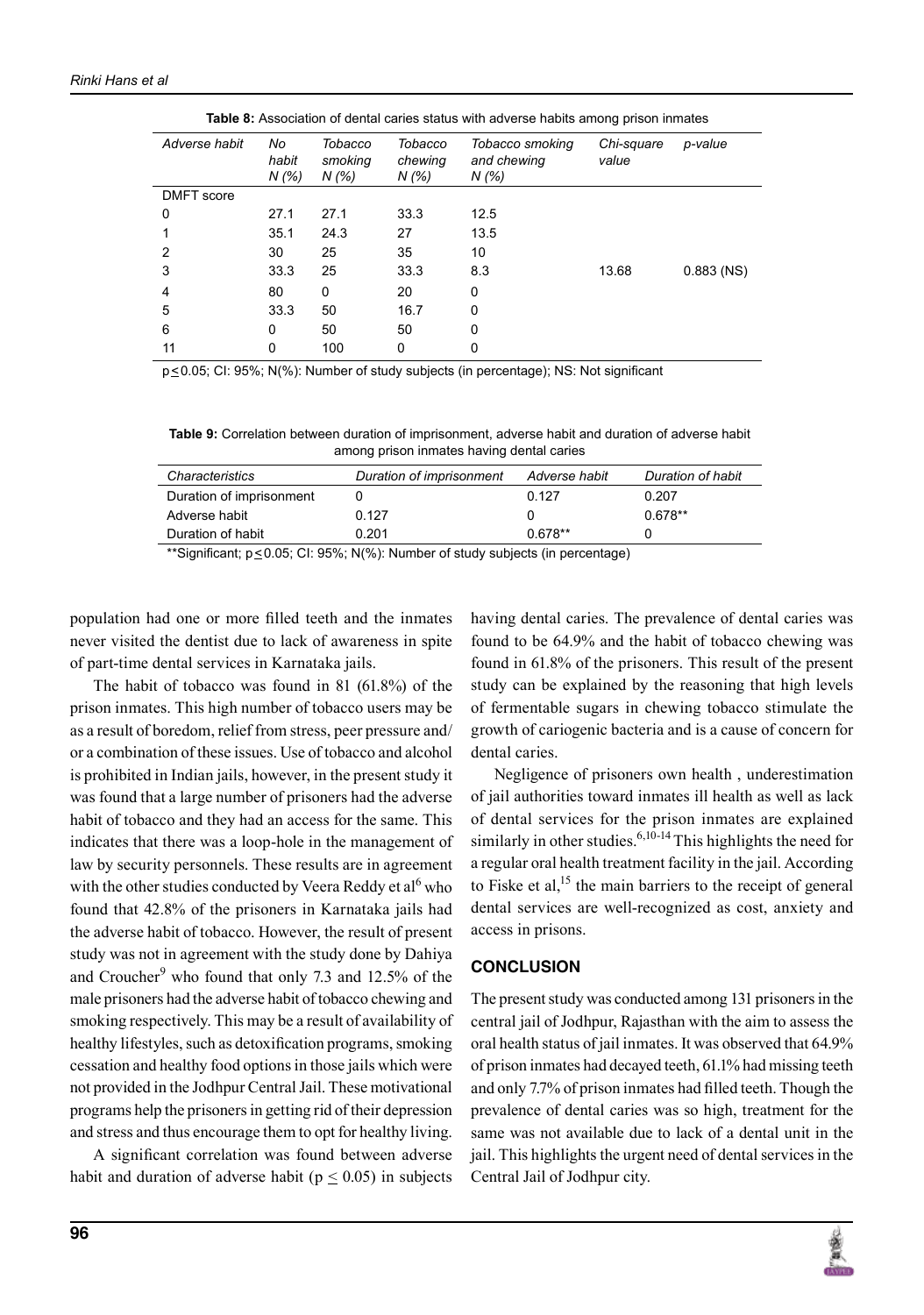**Table 8:** Association of dental caries status with adverse habits among prison inmates

| *Adverse habit* | *No habit N (%)* | *Tobacco smoking N (%)* | *Tobacco chewing N (%)* | *Tobacco smoking and chewing N (%)* | *Chi-square value* | *p-value* |
|---|---|---|---|---|---|---|
| DMFT score | | | | | | |
| 0 | 27.1 | 27.1 | 33.3 | 12.5 | | |
| 1 | 35.1 | 24.3 | 27 | 13.5 | | |
| 2 | 30 | 25 | 35 | 10 | | |
| 3 | 33.3 | 25 | 33.3 | 8.3 | 13.68 | 0.883 (NS) |
| 4 | 80 | 0 | 20 | 0 | | |
| 5 | 33.3 | 50 | 16.7 | 0 | | |
| 6 | 0 | 50 | 50 | 0 | | |
| 11 | 0 | 100 | 0 | 0 | | |

$p \leq 0.05$; CI: 95%; N(%): Number of study subjects (in percentage); NS: Not significant

**Table 9:** Correlation between duration of imprisonment, adverse habit and duration of adverse habit among prison inmates having dental caries

| *Characteristics* | *Duration of imprisonment* | *Adverse habit* | *Duration of habit* |
|---|---|---|---|
| Duration of imprisonment | 0 | 0.127 | 0.207 |
| Adverse habit | 0.127 | 0 | 0.678** |
| Duration of habit | 0.201 | 0.678** | 0 |

**Significant; $p \leq 0.05$; CI: 95%; N(%): Number of study subjects (in percentage)

population had one or more filled teeth and the inmates never visited the dentist due to lack of awareness in spite of part-time dental services in Karnataka jails.

The habit of tobacco was found in 81 (61.8%) of the prison inmates. This high number of tobacco users may be as a result of boredom, relief from stress, peer pressure and/or a combination of these issues. Use of tobacco and alcohol is prohibited in Indian jails, however, in the present study it was found that a large number of prisoners had the adverse habit of tobacco and they had an access for the same. This indicates that there was a loop-hole in the management of law by security personnels. These results are in agreement with the other studies conducted by Veera Reddy et al[6] who found that 42.8% of the prisoners in Karnataka jails had the adverse habit of tobacco. However, the result of present study was not in agreement with the study done by Dahiya and Croucher[9] who found that only 7.3 and 12.5% of the male prisoners had the adverse habit of tobacco chewing and smoking respectively. This may be a result of availability of healthy lifestyles, such as detoxification programs, smoking cessation and healthy food options in those jails which were not provided in the Jodhpur Central Jail. These motivational programs help the prisoners in getting rid of their depression and stress and thus encourage them to opt for healthy living.

A significant correlation was found between adverse habit and duration of adverse habit ($p \leq 0.05$) in subjects having dental caries. The prevalence of dental caries was found to be 64.9% and the habit of tobacco chewing was found in 61.8% of the prisoners. This result of the present study can be explained by the reasoning that high levels of fermentable sugars in chewing tobacco stimulate the growth of cariogenic bacteria and is a cause of concern for dental caries.

Negligence of prisoners own health , underestimation of jail authorities toward inmates ill health as well as lack of dental services for the prison inmates are explained similarly in other studies.[6,10-14] This highlights the need for a regular oral health treatment facility in the jail. According to Fiske et al,[15] the main barriers to the receipt of general dental services are well-recognized as cost, anxiety and access in prisons.

## CONCLUSION

The present study was conducted among 131 prisoners in the central jail of Jodhpur, Rajasthan with the aim to assess the oral health status of jail inmates. It was observed that 64.9% of prison inmates had decayed teeth, 61.1% had missing teeth and only 7.7% of prison inmates had filled teeth. Though the prevalence of dental caries was so high, treatment for the same was not available due to lack of a dental unit in the jail. This highlights the urgent need of dental services in the Central Jail of Jodhpur city.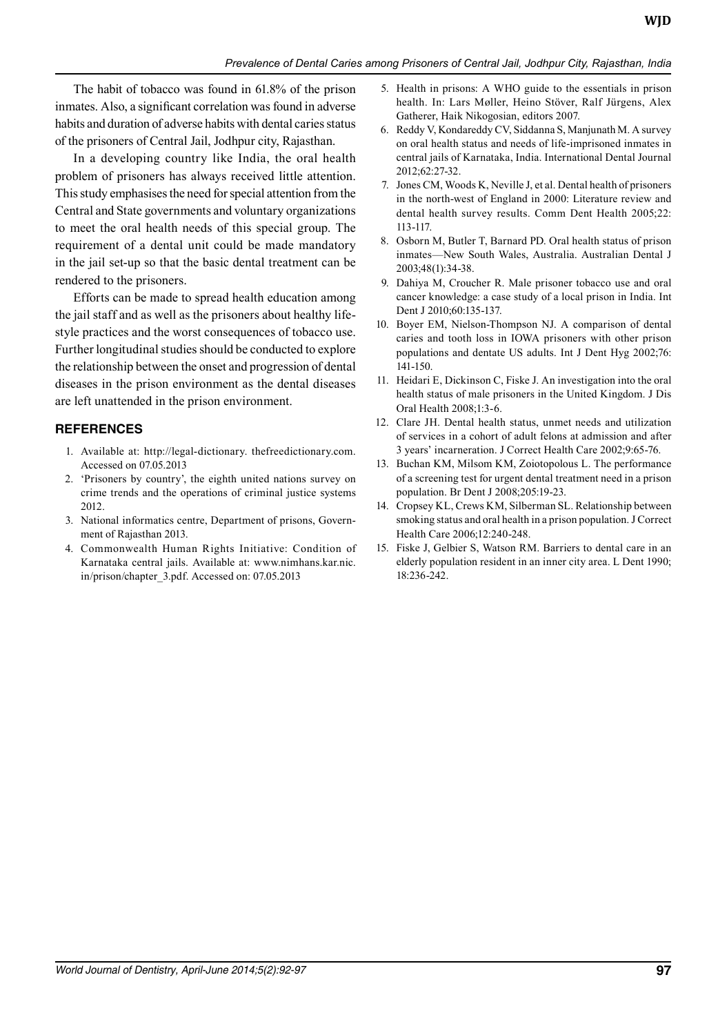The habit of tobacco was found in 61.8% of the prison inmates. Also, a significant correlation was found in adverse habits and duration of adverse habits with dental caries status of the prisoners of Central Jail, Jodhpur city, Rajasthan.

In a developing country like India, the oral health problem of prisoners has always received little attention. This study emphasises the need for special attention from the Central and State governments and voluntary organizations to meet the oral health needs of this special group. The requirement of a dental unit could be made mandatory in the jail set-up so that the basic dental treatment can be rendered to the prisoners.

Efforts can be made to spread health education among the jail staff and as well as the prisoners about healthy lifestyle practices and the worst consequences of tobacco use. Further longitudinal studies should be conducted to explore the relationship between the onset and progression of dental diseases in the prison environment as the dental diseases are left unattended in the prison environment.

## REFERENCES

1. Available at: http://legal-dictionary. thefreedictionary.com. Accessed on 07.05.2013
2. 'Prisoners by country', the eighth united nations survey on crime trends and the operations of criminal justice systems 2012.
3. National informatics centre, Department of prisons, Government of Rajasthan 2013.
4. Commonwealth Human Rights Initiative: Condition of Karnataka central jails. Available at: www.nimhans.kar.nic.in/prison/chapter_3.pdf. Accessed on: 07.05.2013
5. Health in prisons: A WHO guide to the essentials in prison health. In: Lars Møller, Heino Stöver, Ralf Jürgens, Alex Gatherer, Haik Nikogosian, editors 2007.
6. Reddy V, Kondareddy CV, Siddanna S, Manjunath M. A survey on oral health status and needs of life-imprisoned inmates in central jails of Karnataka, India. International Dental Journal 2012;62:27-32.
7. Jones CM, Woods K, Neville J, et al. Dental health of prisoners in the north-west of England in 2000: Literature review and dental health survey results. Comm Dent Health 2005;22: 113-117.
8. Osborn M, Butler T, Barnard PD. Oral health status of prison inmates—New South Wales, Australia. Australian Dental J 2003;48(1):34-38.
9. Dahiya M, Croucher R. Male prisoner tobacco use and oral cancer knowledge: a case study of a local prison in India. Int Dent J 2010;60:135-137.
10. Boyer EM, Nielson-Thompson NJ. A comparison of dental caries and tooth loss in IOWA prisoners with other prison populations and dentate US adults. Int J Dent Hyg 2002;76: 141-150.
11. Heidari E, Dickinson C, Fiske J. An investigation into the oral health status of male prisoners in the United Kingdom. J Dis Oral Health 2008;1:3-6.
12. Clare JH. Dental health status, unmet needs and utilization of services in a cohort of adult felons at admission and after 3 years' incarneration. J Correct Health Care 2002;9:65-76.
13. Buchan KM, Milsom KM, Zoiotopolous L. The performance of a screening test for urgent dental treatment need in a prison population. Br Dent J 2008;205:19-23.
14. Cropsey KL, Crews KM, Silberman SL. Relationship between smoking status and oral health in a prison population. J Correct Health Care 2006;12:240-248.
15. Fiske J, Gelbier S, Watson RM. Barriers to dental care in an elderly population resident in an inner city area. L Dent 1990; 18:236-242.